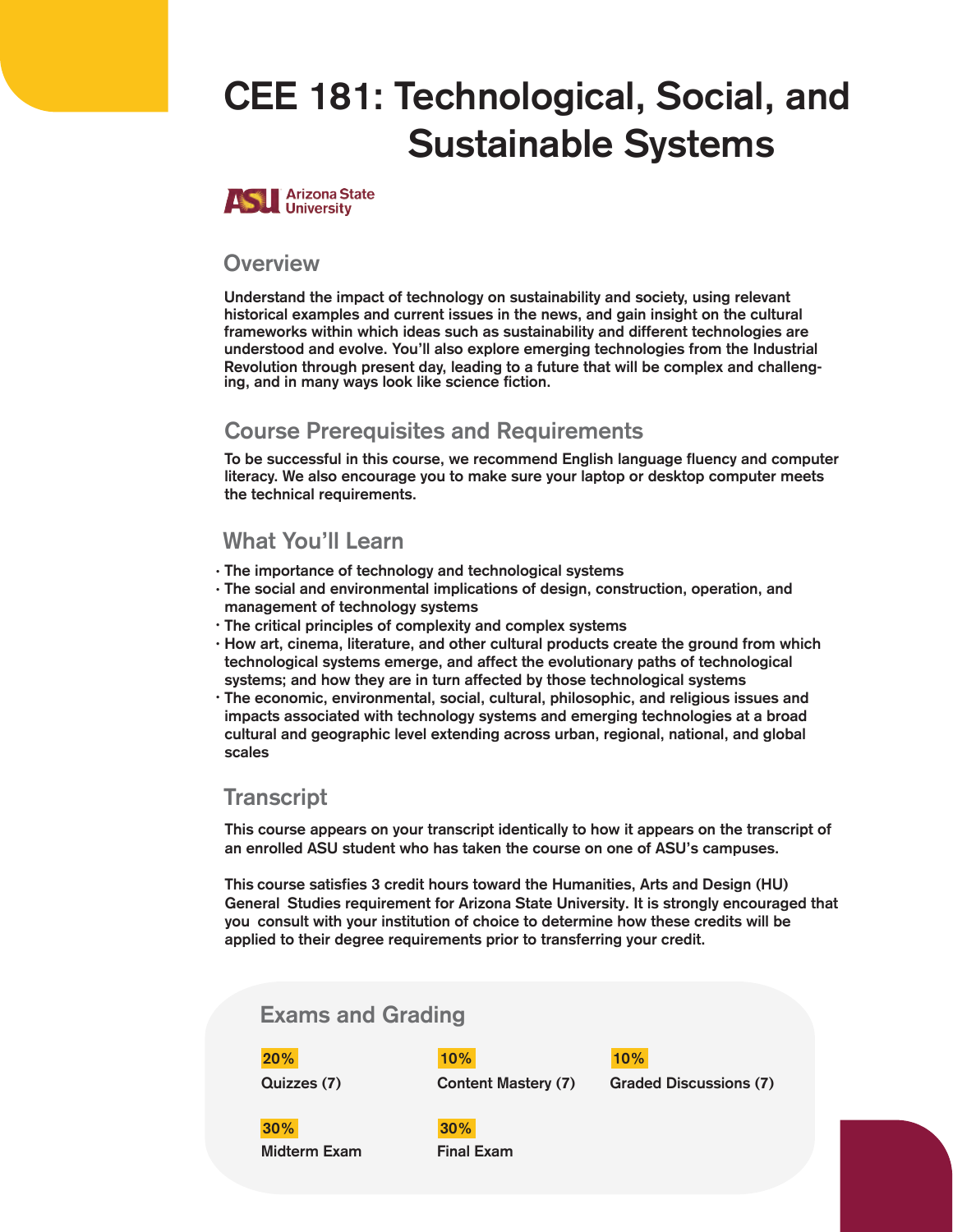# CEE 181: Technological, Social, and Sustainable Systems

Arizona State University

## Overview

Understand the impact of technology on sustainability and society, using relevant historical examples and current issues in the news, and gain insight on the cultural frameworks within which ideas such as sustainability and different technologies are understood and evolve. You'll also explore emerging technologies from the Industrial Revolution through present day, leading to a future that will be complex and challenging, and in many ways look like science fiction.

## Course Prerequisites and Requirements

To be successful in this course, we recommend English language fluency and computer literacy. We also encourage you to make sure your laptop or desktop computer meets the technical requirements.

## What You'll Learn

- The importance of technology and technological systems
- The social and environmental implications of design, construction, operation, and management of technology systems
- The critical principles of complexity and complex systems
- How art, cinema, literature, and other cultural products create the ground from which technological systems emerge, and affect the evolutionary paths of technological systems; and how they are in turn affected by those technological systems
- The economic, environmental, social, cultural, philosophic, and religious issues and impacts associated with technology systems and emerging technologies at a broad cultural and geographic level extending across urban, regional, national, and global scales

## Transcript

This course appears on your transcript identically to how it appears on the transcript of an enrolled ASU student who has taken the course on one of ASU's campuses.

This course satisfies 3 credit hours toward the Humanities, Arts and Design (HU) General Studies requirement for Arizona State University. It is strongly encouraged that you consult with your institution of choice to determine how these credits will be applied to their degree requirements prior to transferring your credit.

## Exams and Grading

- **20%** Quizzes (7)
- **10%** Content Mastery (7)
- **10%** Graded Discussions (7)
- **30%** Midterm Exam
- **30%** Final Exam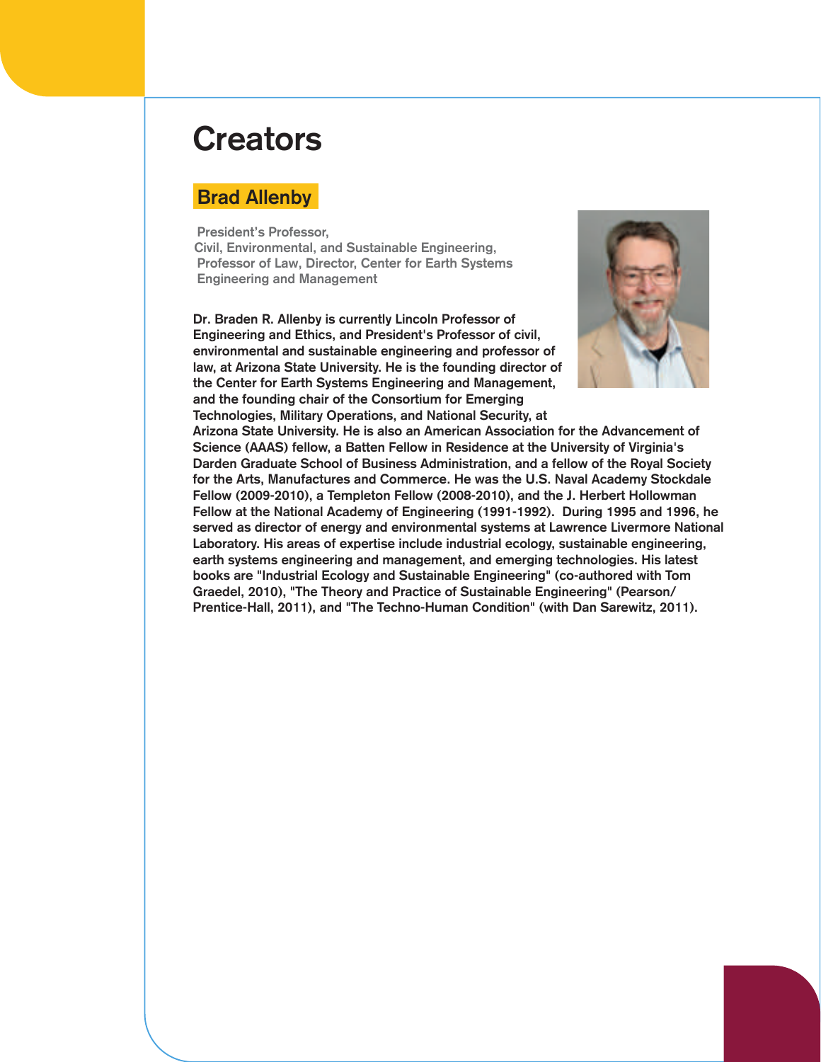# Creators

## Brad Allenby

President's Professor,
Civil, Environmental, and Sustainable Engineering,
Professor of Law, Director, Center for Earth Systems Engineering and Management

**Dr. Braden R. Allenby is currently Lincoln Professor of Engineering and Ethics, and President's Professor of civil, environmental and sustainable engineering and professor of law, at Arizona State University. He is the founding director of the Center for Earth Systems Engineering and Management, and the founding chair of the Consortium for Emerging Technologies, Military Operations, and National Security, at Arizona State University. He is also an American Association for the Advancement of Science (AAAS) fellow, a Batten Fellow in Residence at the University of Virginia's Darden Graduate School of Business Administration, and a fellow of the Royal Society for the Arts, Manufactures and Commerce. He was the U.S. Naval Academy Stockdale Fellow (2009-2010), a Templeton Fellow (2008-2010), and the J. Herbert Hollowman Fellow at the National Academy of Engineering (1991-1992). During 1995 and 1996, he served as director of energy and environmental systems at Lawrence Livermore National Laboratory. His areas of expertise include industrial ecology, sustainable engineering, earth systems engineering and management, and emerging technologies. His latest books are "Industrial Ecology and Sustainable Engineering" (co-authored with Tom Graedel, 2010), "The Theory and Practice of Sustainable Engineering" (Pearson/ Prentice-Hall, 2011), and "The Techno-Human Condition" (with Dan Sarewitz, 2011).**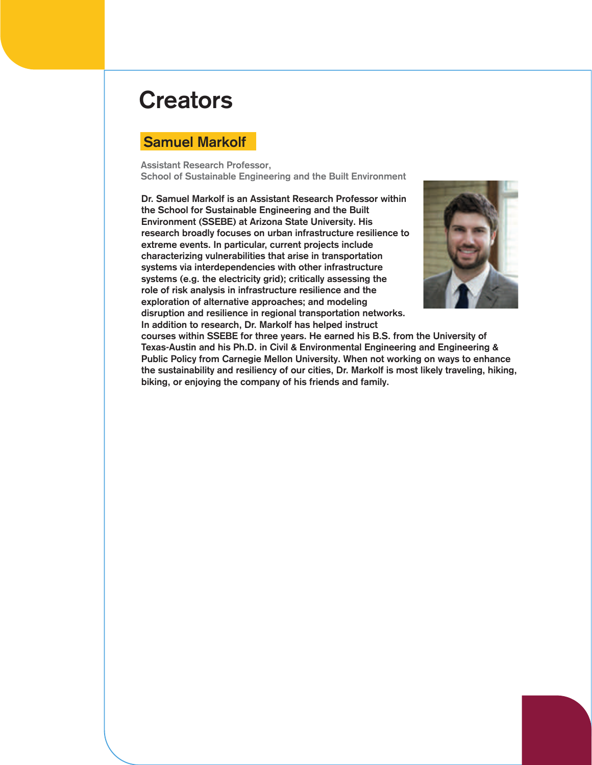# Creators

## Samuel Markolf

Assistant Research Professor,
School of Sustainable Engineering and the Built Environment

**Dr. Samuel Markolf is an Assistant Research Professor within the School for Sustainable Engineering and the Built Environment (SSEBE) at Arizona State University. His research broadly focuses on urban infrastructure resilience to extreme events. In particular, current projects include characterizing vulnerabilities that arise in transportation systems via interdependencies with other infrastructure systems (e.g. the electricity grid); critically assessing the role of risk analysis in infrastructure resilience and the exploration of alternative approaches; and modeling disruption and resilience in regional transportation networks. In addition to research, Dr. Markolf has helped instruct courses within SSEBE for three years. He earned his B.S. from the University of Texas-Austin and his Ph.D. in Civil & Environmental Engineering and Engineering & Public Policy from Carnegie Mellon University. When not working on ways to enhance the sustainability and resiliency of our cities, Dr. Markolf is most likely traveling, hiking, biking, or enjoying the company of his friends and family.**